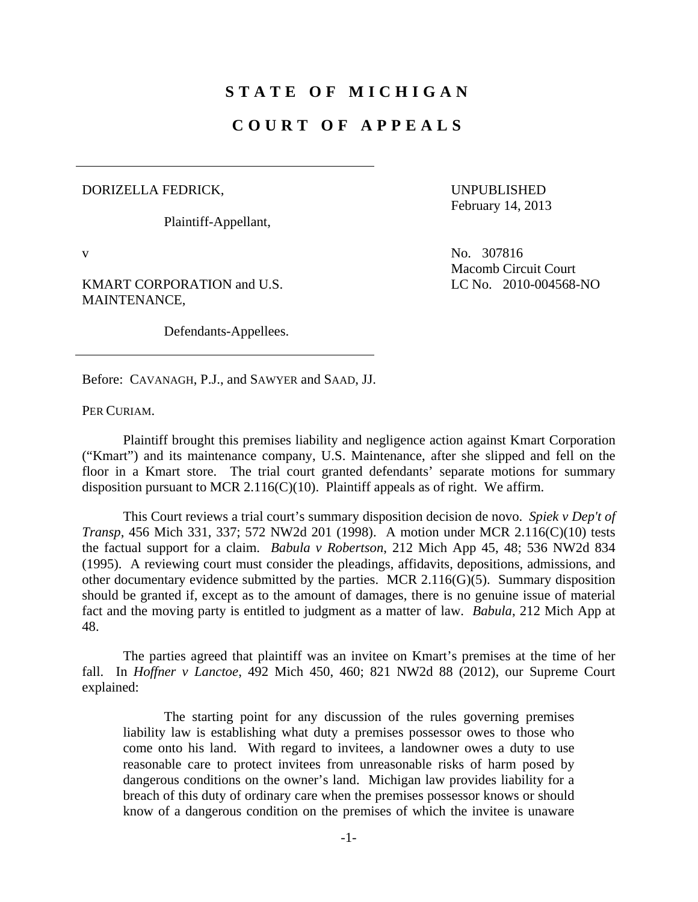# STATE OF MICHIGAN

# COURT OF APPEALS

---

DORIZELLA FEDRICK,

Plaintiff-Appellant,

v

KMART CORPORATION and U.S. MAINTENANCE,

Defendants-Appellees.

---

UNPUBLISHED
February 14, 2013

No. 307816
Macomb Circuit Court
LC No. 2010-004568-NO

Before: CAVANAGH, P.J., and SAWYER and SAAD, JJ.

PER CURIAM.

Plaintiff brought this premises liability and negligence action against Kmart Corporation ("Kmart") and its maintenance company, U.S. Maintenance, after she slipped and fell on the floor in a Kmart store. The trial court granted defendants' separate motions for summary disposition pursuant to MCR 2.116(C)(10). Plaintiff appeals as of right. We affirm.

This Court reviews a trial court's summary disposition decision de novo. *Spiek v Dep't of Transp*, 456 Mich 331, 337; 572 NW2d 201 (1998). A motion under MCR 2.116(C)(10) tests the factual support for a claim. *Babula v Robertson*, 212 Mich App 45, 48; 536 NW2d 834 (1995). A reviewing court must consider the pleadings, affidavits, depositions, admissions, and other documentary evidence submitted by the parties. MCR 2.116(G)(5). Summary disposition should be granted if, except as to the amount of damages, there is no genuine issue of material fact and the moving party is entitled to judgment as a matter of law. *Babula*, 212 Mich App at 48.

The parties agreed that plaintiff was an invitee on Kmart's premises at the time of her fall. In *Hoffner v Lanctoe*, 492 Mich 450, 460; 821 NW2d 88 (2012), our Supreme Court explained:

> The starting point for any discussion of the rules governing premises liability law is establishing what duty a premises possessor owes to those who come onto his land. With regard to invitees, a landowner owes a duty to use reasonable care to protect invitees from unreasonable risks of harm posed by dangerous conditions on the owner's land. Michigan law provides liability for a breach of this duty of ordinary care when the premises possessor knows or should know of a dangerous condition on the premises of which the invitee is unaware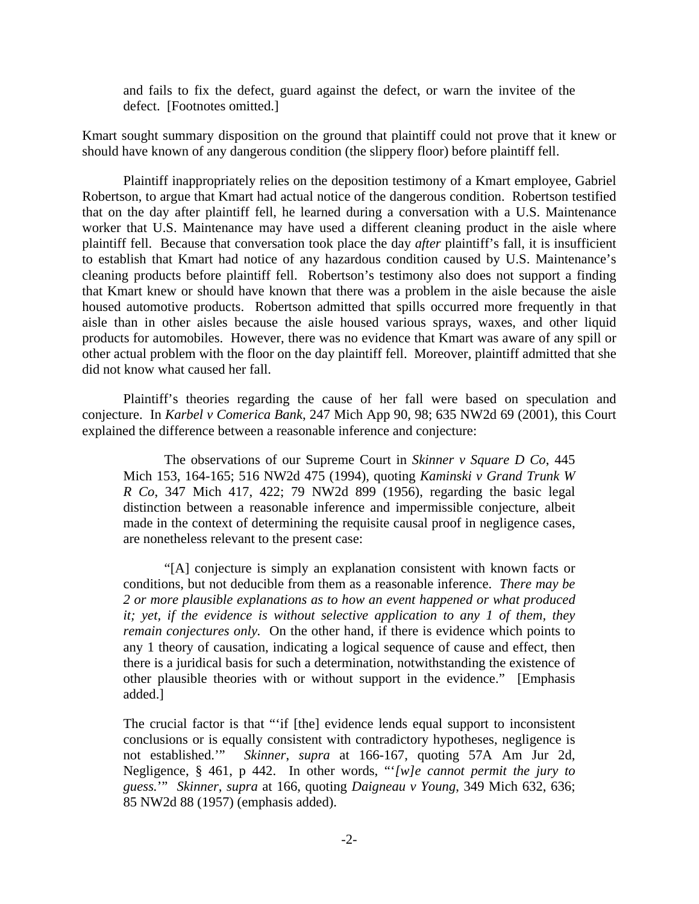> and fails to fix the defect, guard against the defect, or warn the invitee of the defect. [Footnotes omitted.]

Kmart sought summary disposition on the ground that plaintiff could not prove that it knew or should have known of any dangerous condition (the slippery floor) before plaintiff fell.

Plaintiff inappropriately relies on the deposition testimony of a Kmart employee, Gabriel Robertson, to argue that Kmart had actual notice of the dangerous condition. Robertson testified that on the day after plaintiff fell, he learned during a conversation with a U.S. Maintenance worker that U.S. Maintenance may have used a different cleaning product in the aisle where plaintiff fell. Because that conversation took place the day *after* plaintiff's fall, it is insufficient to establish that Kmart had notice of any hazardous condition caused by U.S. Maintenance's cleaning products before plaintiff fell. Robertson's testimony also does not support a finding that Kmart knew or should have known that there was a problem in the aisle because the aisle housed automotive products. Robertson admitted that spills occurred more frequently in that aisle than in other aisles because the aisle housed various sprays, waxes, and other liquid products for automobiles. However, there was no evidence that Kmart was aware of any spill or other actual problem with the floor on the day plaintiff fell. Moreover, plaintiff admitted that she did not know what caused her fall.

Plaintiff's theories regarding the cause of her fall were based on speculation and conjecture. In *Karbel v Comerica Bank*, 247 Mich App 90, 98; 635 NW2d 69 (2001), this Court explained the difference between a reasonable inference and conjecture:

> The observations of our Supreme Court in *Skinner v Square D Co*, 445 Mich 153, 164-165; 516 NW2d 475 (1994), quoting *Kaminski v Grand Trunk W R Co*, 347 Mich 417, 422; 79 NW2d 899 (1956), regarding the basic legal distinction between a reasonable inference and impermissible conjecture, albeit made in the context of determining the requisite causal proof in negligence cases, are nonetheless relevant to the present case:
>
> "[A] conjecture is simply an explanation consistent with known facts or conditions, but not deducible from them as a reasonable inference. *There may be 2 or more plausible explanations as to how an event happened or what produced it; yet, if the evidence is without selective application to any 1 of them, they remain conjectures only.* On the other hand, if there is evidence which points to any 1 theory of causation, indicating a logical sequence of cause and effect, then there is a juridical basis for such a determination, notwithstanding the existence of other plausible theories with or without support in the evidence." [Emphasis added.]
>
> The crucial factor is that "'if [the] evidence lends equal support to inconsistent conclusions or is equally consistent with contradictory hypotheses, negligence is not established.'" *Skinner*, *supra* at 166-167, quoting 57A Am Jur 2d, Negligence, § 461, p 442. In other words, "'*[w]e cannot permit the jury to guess.*'" *Skinner*, *supra* at 166, quoting *Daigneau v Young*, 349 Mich 632, 636; 85 NW2d 88 (1957) (emphasis added).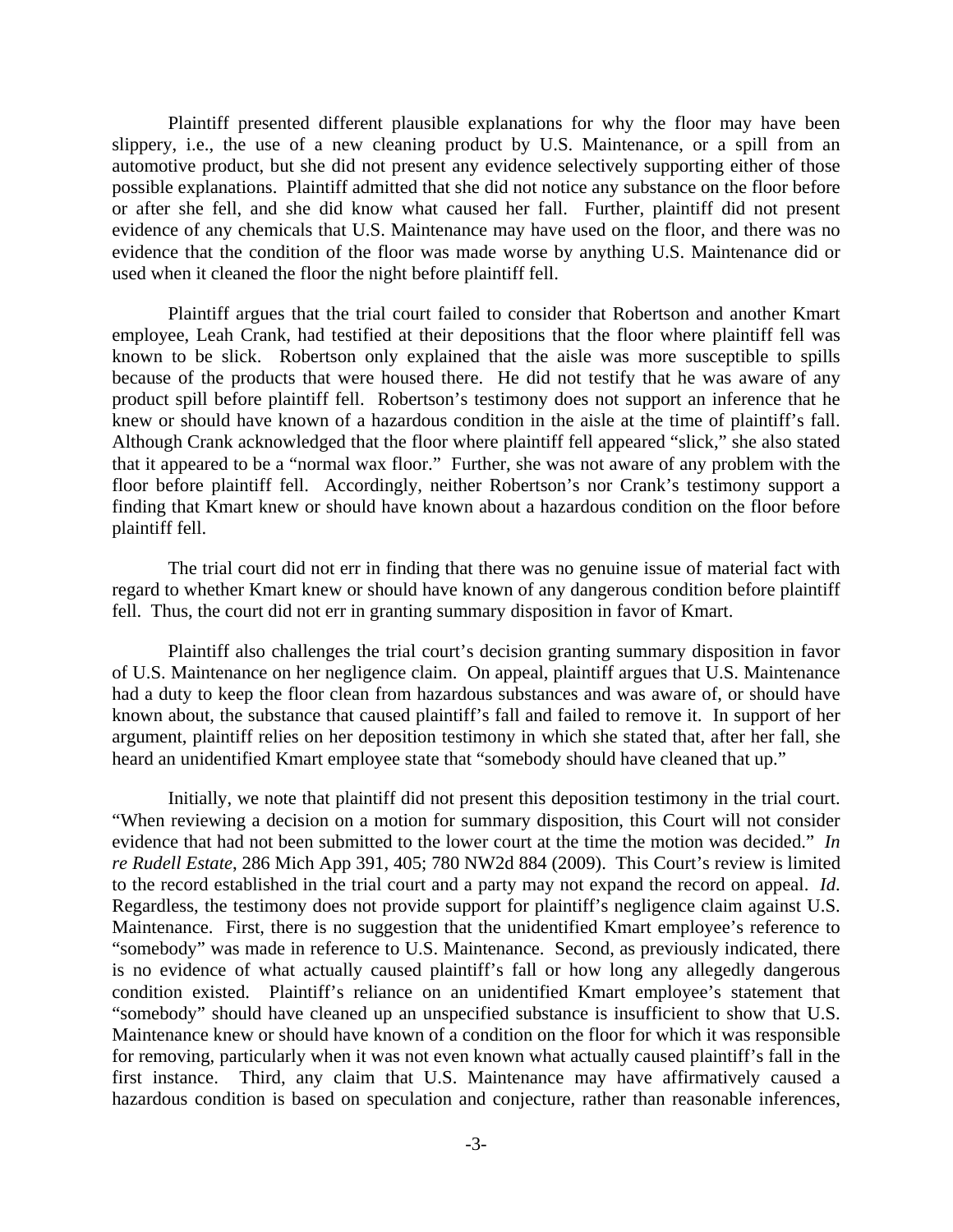Plaintiff presented different plausible explanations for why the floor may have been slippery, i.e., the use of a new cleaning product by U.S. Maintenance, or a spill from an automotive product, but she did not present any evidence selectively supporting either of those possible explanations. Plaintiff admitted that she did not notice any substance on the floor before or after she fell, and she did know what caused her fall. Further, plaintiff did not present evidence of any chemicals that U.S. Maintenance may have used on the floor, and there was no evidence that the condition of the floor was made worse by anything U.S. Maintenance did or used when it cleaned the floor the night before plaintiff fell.

Plaintiff argues that the trial court failed to consider that Robertson and another Kmart employee, Leah Crank, had testified at their depositions that the floor where plaintiff fell was known to be slick. Robertson only explained that the aisle was more susceptible to spills because of the products that were housed there. He did not testify that he was aware of any product spill before plaintiff fell. Robertson's testimony does not support an inference that he knew or should have known of a hazardous condition in the aisle at the time of plaintiff's fall. Although Crank acknowledged that the floor where plaintiff fell appeared "slick," she also stated that it appeared to be a "normal wax floor." Further, she was not aware of any problem with the floor before plaintiff fell. Accordingly, neither Robertson's nor Crank's testimony support a finding that Kmart knew or should have known about a hazardous condition on the floor before plaintiff fell.

The trial court did not err in finding that there was no genuine issue of material fact with regard to whether Kmart knew or should have known of any dangerous condition before plaintiff fell. Thus, the court did not err in granting summary disposition in favor of Kmart.

Plaintiff also challenges the trial court's decision granting summary disposition in favor of U.S. Maintenance on her negligence claim. On appeal, plaintiff argues that U.S. Maintenance had a duty to keep the floor clean from hazardous substances and was aware of, or should have known about, the substance that caused plaintiff's fall and failed to remove it. In support of her argument, plaintiff relies on her deposition testimony in which she stated that, after her fall, she heard an unidentified Kmart employee state that "somebody should have cleaned that up."

Initially, we note that plaintiff did not present this deposition testimony in the trial court. "When reviewing a decision on a motion for summary disposition, this Court will not consider evidence that had not been submitted to the lower court at the time the motion was decided." *In re Rudell Estate*, 286 Mich App 391, 405; 780 NW2d 884 (2009). This Court's review is limited to the record established in the trial court and a party may not expand the record on appeal. *Id*. Regardless, the testimony does not provide support for plaintiff's negligence claim against U.S. Maintenance. First, there is no suggestion that the unidentified Kmart employee's reference to "somebody" was made in reference to U.S. Maintenance. Second, as previously indicated, there is no evidence of what actually caused plaintiff's fall or how long any allegedly dangerous condition existed. Plaintiff's reliance on an unidentified Kmart employee's statement that "somebody" should have cleaned up an unspecified substance is insufficient to show that U.S. Maintenance knew or should have known of a condition on the floor for which it was responsible for removing, particularly when it was not even known what actually caused plaintiff's fall in the first instance. Third, any claim that U.S. Maintenance may have affirmatively caused a hazardous condition is based on speculation and conjecture, rather than reasonable inferences,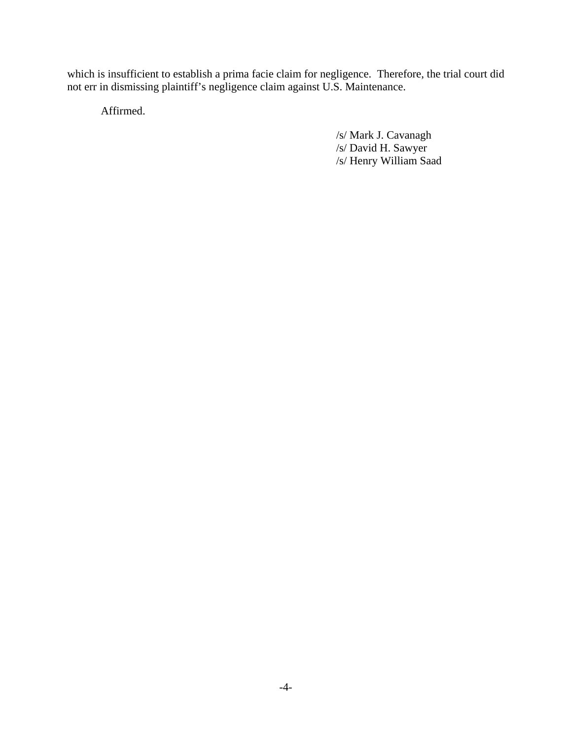which is insufficient to establish a prima facie claim for negligence. Therefore, the trial court did not err in dismissing plaintiff's negligence claim against U.S. Maintenance.

Affirmed.

/s/ Mark J. Cavanagh
/s/ David H. Sawyer
/s/ Henry William Saad